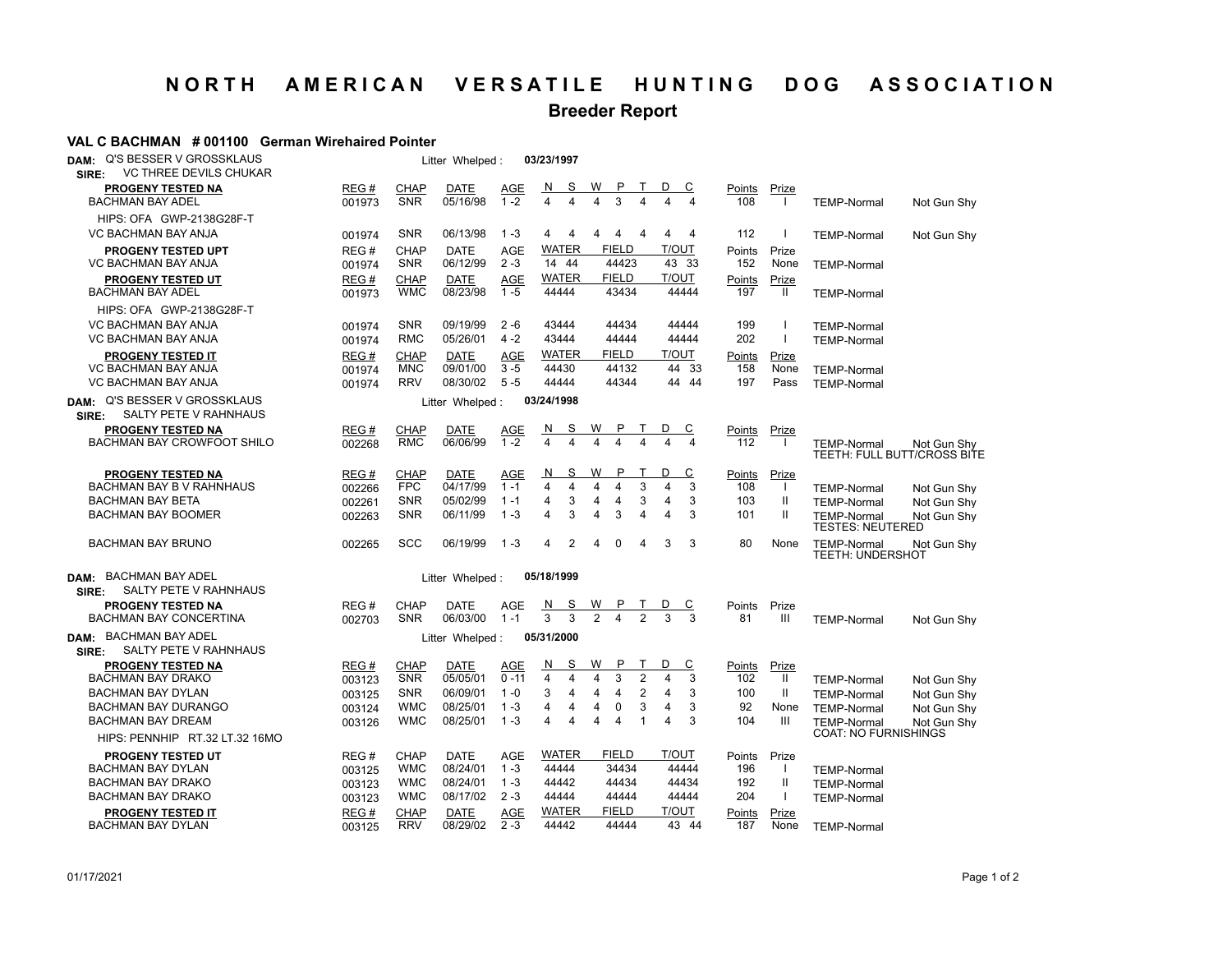# NORTH AMERICAN VERSATILE HUNTING DOG ASSOCIATION

## Breeder Report

### VAL C BACHMAN # 001100 German Wirehaired Pointer

**DAM:** Q'S BESSER V GROSSKLAUS   Litter Whelped : **03/23/1997**
**SIRE:** VC THREE DEVILS CHUKAR

| PROGENY TESTED NA | REG # | CHAP | DATE | AGE | N | S | W | P | T | D | C | Points | Prize | | |
|---|---|---|---|---|---|---|---|---|---|---|---|---|---|---|---|
| BACHMAN BAY ADEL | 001973 | SNR | 05/16/98 | 1 -2 | 4 | 4 | 4 | 3 | 4 | 4 | 4 | 108 | I | TEMP-Normal | Not Gun Shy |
| HIPS: OFA GWP-2138G28F-T | | | | | | | | | | | | | | | |
| VC BACHMAN BAY ANJA | 001974 | SNR | 06/13/98 | 1 -3 | 4 | 4 | 4 | 4 | 4 | 4 | 4 | 112 | I | TEMP-Normal | Not Gun Shy |

| PROGENY TESTED UPT | REG # | CHAP | DATE | AGE | WATER | FIELD | T/OUT | Points | Prize | |
|---|---|---|---|---|---|---|---|---|---|---|
| VC BACHMAN BAY ANJA | 001974 | SNR | 06/12/99 | 2 -3 | 14 44 | 44423 | 43 33 | 152 | None | TEMP-Normal |

| PROGENY TESTED UT | REG # | CHAP | DATE | AGE | WATER | FIELD | T/OUT | Points | Prize | |
|---|---|---|---|---|---|---|---|---|---|---|
| BACHMAN BAY ADEL | 001973 | WMC | 08/23/98 | 1 -5 | 44444 | 43434 | 44444 | 197 | II | TEMP-Normal |
| HIPS: OFA GWP-2138G28F-T | | | | | | | | | | |
| VC BACHMAN BAY ANJA | 001974 | SNR | 09/19/99 | 2 -6 | 43444 | 44434 | 44444 | 199 | I | TEMP-Normal |
| VC BACHMAN BAY ANJA | 001974 | RMC | 05/26/01 | 4 -2 | 43444 | 44444 | 44444 | 202 | I | TEMP-Normal |

| PROGENY TESTED IT | REG # | CHAP | DATE | AGE | WATER | FIELD | T/OUT | Points | Prize | |
|---|---|---|---|---|---|---|---|---|---|---|
| VC BACHMAN BAY ANJA | 001974 | MNC | 09/01/00 | 3 -5 | 44430 | 44132 | 44 33 | 158 | None | TEMP-Normal |
| VC BACHMAN BAY ANJA | 001974 | RRV | 08/30/02 | 5 -5 | 44444 | 44344 | 44 44 | 197 | Pass | TEMP-Normal |

**DAM:** Q'S BESSER V GROSSKLAUS   Litter Whelped : **03/24/1998**
**SIRE:** SALTY PETE V RAHNHAUS

| PROGENY TESTED NA | REG # | CHAP | DATE | AGE | N | S | W | P | T | D | C | Points | Prize | | |
|---|---|---|---|---|---|---|---|---|---|---|---|---|---|---|---|
| BACHMAN BAY CROWFOOT SHILO | 002268 | RMC | 06/06/99 | 1 -2 | 4 | 4 | 4 | 4 | 4 | 4 | 4 | 112 | I | TEMP-Normal<br>TEETH: FULL BUTT/CROSS BITE | Not Gun Shy |

| PROGENY TESTED NA | REG # | CHAP | DATE | AGE | N | S | W | P | T | D | C | Points | Prize | | |
|---|---|---|---|---|---|---|---|---|---|---|---|---|---|---|---|
| BACHMAN BAY B V RAHNHAUS | 002266 | FPC | 04/17/99 | 1 -1 | 4 | 4 | 4 | 4 | 3 | 4 | 3 | 108 | I | TEMP-Normal | Not Gun Shy |
| BACHMAN BAY BETA | 002261 | SNR | 05/02/99 | 1 -1 | 4 | 3 | 4 | 4 | 3 | 4 | 3 | 103 | II | TEMP-Normal | Not Gun Shy |
| BACHMAN BAY BOOMER | 002263 | SNR | 06/11/99 | 1 -3 | 4 | 3 | 4 | 3 | 4 | 4 | 3 | 101 | II | TEMP-Normal<br>TESTES: NEUTERED | Not Gun Shy |
| BACHMAN BAY BRUNO | 002265 | SCC | 06/19/99 | 1 -3 | 4 | 2 | 4 | 0 | 4 | 3 | 3 | 80 | None | TEMP-Normal<br>TEETH: UNDERSHOT | Not Gun Shy |

**DAM:** BACHMAN BAY ADEL   Litter Whelped : **05/18/1999**
**SIRE:** SALTY PETE V RAHNHAUS

| PROGENY TESTED NA | REG # | CHAP | DATE | AGE | N | S | W | P | T | D | C | Points | Prize | | |
|---|---|---|---|---|---|---|---|---|---|---|---|---|---|---|---|
| BACHMAN BAY CONCERTINA | 002703 | SNR | 06/03/00 | 1 -1 | 3 | 3 | 2 | 4 | 2 | 3 | 3 | 81 | III | TEMP-Normal | Not Gun Shy |

**DAM:** BACHMAN BAY ADEL   Litter Whelped : **05/31/2000**
**SIRE:** SALTY PETE V RAHNHAUS

| PROGENY TESTED NA | REG # | CHAP | DATE | AGE | N | S | W | P | T | D | C | Points | Prize | | |
|---|---|---|---|---|---|---|---|---|---|---|---|---|---|---|---|
| BACHMAN BAY DRAKO | 003123 | SNR | 05/05/01 | 0 -11 | 4 | 4 | 4 | 3 | 2 | 4 | 3 | 102 | II | TEMP-Normal | Not Gun Shy |
| BACHMAN BAY DYLAN | 003125 | SNR | 06/09/01 | 1 -0 | 3 | 4 | 4 | 4 | 2 | 4 | 3 | 100 | II | TEMP-Normal | Not Gun Shy |
| BACHMAN BAY DURANGO | 003124 | WMC | 08/25/01 | 1 -3 | 4 | 4 | 4 | 0 | 3 | 4 | 3 | 92 | None | TEMP-Normal | Not Gun Shy |
| BACHMAN BAY DREAM | 003126 | WMC | 08/25/01 | 1 -3 | 4 | 4 | 4 | 4 | 1 | 4 | 3 | 104 | III | TEMP-Normal<br>COAT: NO FURNISHINGS | Not Gun Shy |
| HIPS: PENNHIP RT.32 LT.32 16MO | | | | | | | | | | | | | | | |

| PROGENY TESTED UT | REG # | CHAP | DATE | AGE | WATER | FIELD | T/OUT | Points | Prize | |
|---|---|---|---|---|---|---|---|---|---|---|
| BACHMAN BAY DYLAN | 003125 | WMC | 08/24/01 | 1 -3 | 44444 | 34434 | 44444 | 196 | I | TEMP-Normal |
| BACHMAN BAY DRAKO | 003123 | WMC | 08/24/01 | 1 -3 | 44442 | 44434 | 44434 | 192 | II | TEMP-Normal |
| BACHMAN BAY DRAKO | 003123 | WMC | 08/17/02 | 2 -3 | 44444 | 44444 | 44444 | 204 | I | TEMP-Normal |

| PROGENY TESTED IT | REG # | CHAP | DATE | AGE | WATER | FIELD | T/OUT | Points | Prize | |
|---|---|---|---|---|---|---|---|---|---|---|
| BACHMAN BAY DYLAN | 003125 | RRV | 08/29/02 | 2 -3 | 44442 | 44444 | 43 44 | 187 | None | TEMP-Normal |

01/17/2021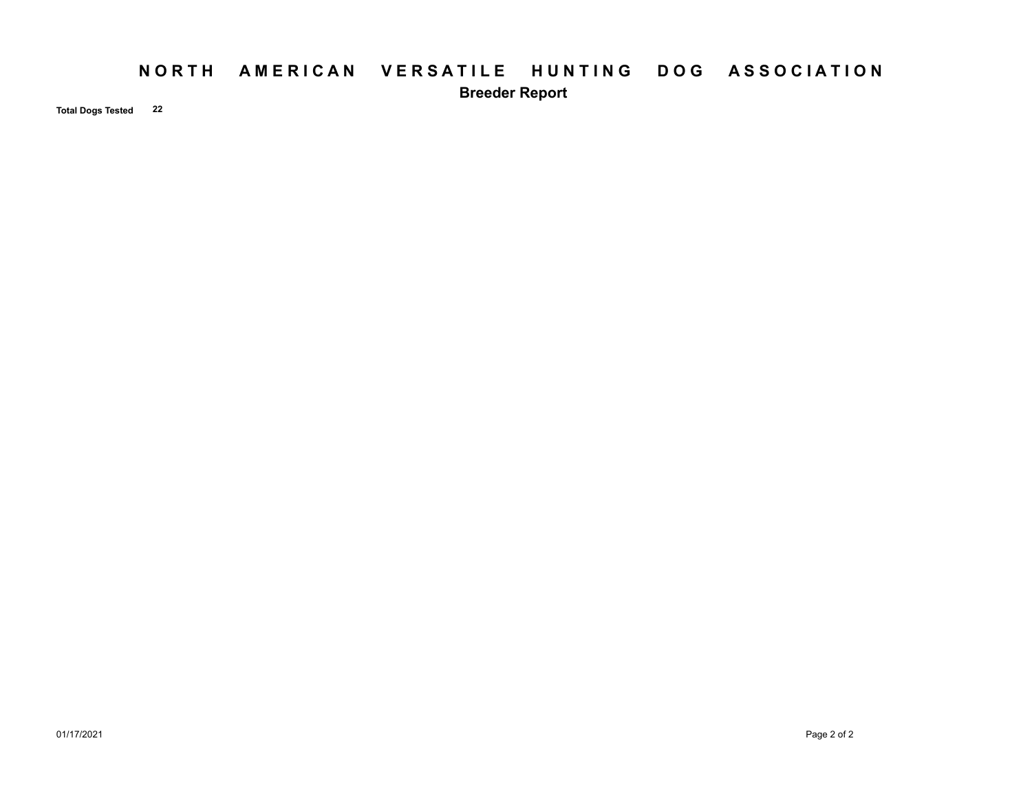# NORTH AMERICAN VERSATILE HUNTING DOG ASSOCIATION

## Breeder Report

**Total Dogs Tested** **22**